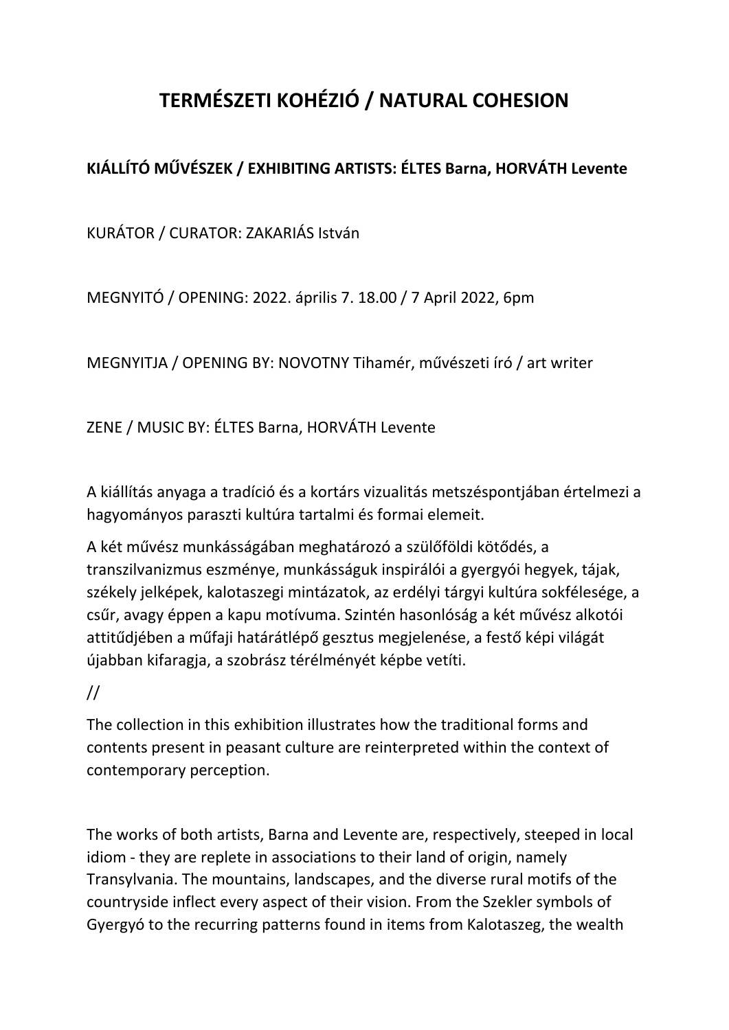# TERMÉSZETI KOHÉZIÓ / NATURAL COHESION

**KIÁLLÍTÓ MŰVÉSZEK / EXHIBITING ARTISTS: ÉLTES Barna, HORVÁTH Levente**

KURÁTOR / CURATOR: ZAKARIÁS István

MEGNYITÓ / OPENING: 2022. április 7. 18.00 / 7 April 2022, 6pm

MEGNYITJA / OPENING BY: NOVOTNY Tihamér, művészeti író / art writer

ZENE / MUSIC BY: ÉLTES Barna, HORVÁTH Levente

A kiállítás anyaga a tradíció és a kortárs vizualitás metszéspontjában értelmezi a hagyományos paraszti kultúra tartalmi és formai elemeit.

A két művész munkásságában meghatározó a szülőföldi kötődés, a transzilvanizmus eszménye, munkásságuk inspirálói a gyergyói hegyek, tájak, székely jelképek, kalotaszegi mintázatok, az erdélyi tárgyi kultúra sokfélesége, a csűr, avagy éppen a kapu motívuma. Szintén hasonlóság a két művész alkotói attitűdjében a műfaji határátlépő gesztus megjelenése, a festő képi világát újabban kifaragja, a szobrász térélményét képbe vetíti.

//

The collection in this exhibition illustrates how the traditional forms and contents present in peasant culture are reinterpreted within the context of contemporary perception.

The works of both artists, Barna and Levente are, respectively, steeped in local idiom - they are replete in associations to their land of origin, namely Transylvania. The mountains, landscapes, and the diverse rural motifs of the countryside inflect every aspect of their vision. From the Szekler symbols of Gyergyó to the recurring patterns found in items from Kalotaszeg, the wealth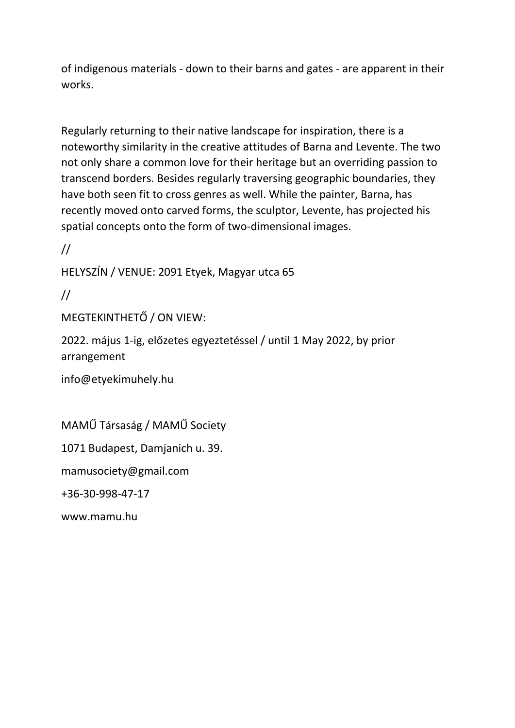of indigenous materials - down to their barns and gates - are apparent in their works.

Regularly returning to their native landscape for inspiration, there is a noteworthy similarity in the creative attitudes of Barna and Levente. The two not only share a common love for their heritage but an overriding passion to transcend borders. Besides regularly traversing geographic boundaries, they have both seen fit to cross genres as well. While the painter, Barna, has recently moved onto carved forms, the sculptor, Levente, has projected his spatial concepts onto the form of two-dimensional images.

//

HELYSZÍN / VENUE: 2091 Etyek, Magyar utca 65

//

MEGTEKINTHETŐ / ON VIEW:

2022. május 1-ig, előzetes egyeztetéssel / until 1 May 2022, by prior arrangement

info@etyekimuhely.hu

MAMŰ Társaság / MAMŰ Society

1071 Budapest, Damjanich u. 39.

mamusociety@gmail.com

+36-30-998-47-17

www.mamu.hu